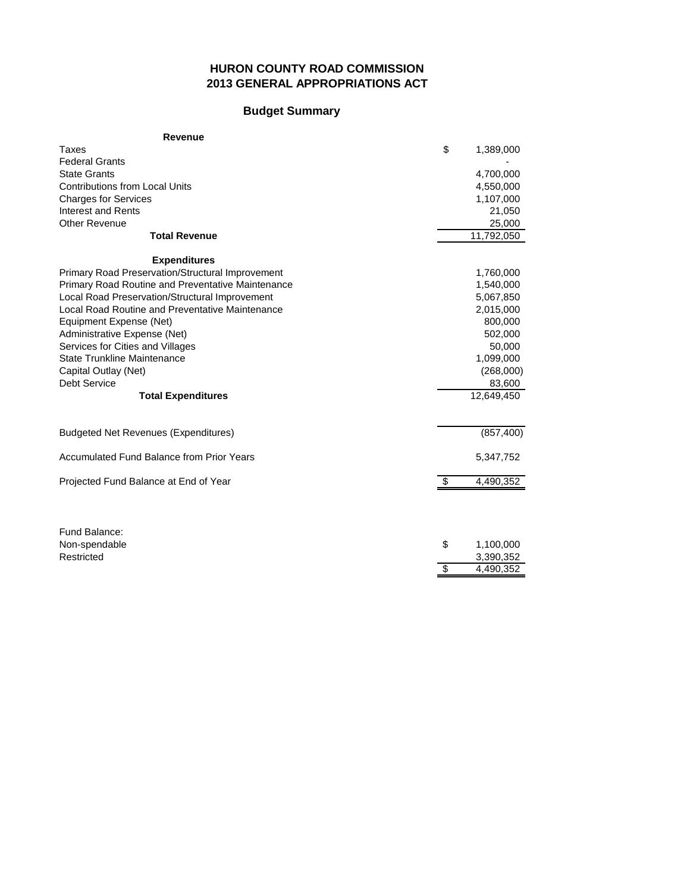# HURON COUNTY ROAD COMMISSION
# 2013 GENERAL APPROPRIATIONS ACT

## Budget Summary

| Revenue | | |
|---|---|---|
| Taxes | $ | 1,389,000 |
| Federal Grants | | - |
| State Grants | | 4,700,000 |
| Contributions from Local Units | | 4,550,000 |
| Charges for Services | | 1,107,000 |
| Interest and Rents | | 21,050 |
| Other Revenue | | 25,000 |
| **Total Revenue** | | 11,792,050 |
| | | |
| **Expenditures** | | |
| Primary Road Preservation/Structural Improvement | | 1,760,000 |
| Primary Road Routine and Preventative Maintenance | | 1,540,000 |
| Local Road Preservation/Structural Improvement | | 5,067,850 |
| Local Road Routine and Preventative Maintenance | | 2,015,000 |
| Equipment Expense (Net) | | 800,000 |
| Administrative Expense (Net) | | 502,000 |
| Services for Cities and Villages | | 50,000 |
| State Trunkline Maintenance | | 1,099,000 |
| Capital Outlay (Net) | | (268,000) |
| Debt Service | | 83,600 |
| **Total Expenditures** | | 12,649,450 |
| | | |
| Budgeted Net Revenues (Expenditures) | | (857,400) |
| | | |
| Accumulated Fund Balance from Prior Years | | 5,347,752 |
| | | |
| Projected Fund Balance at End of Year | $ | 4,490,352 |

| Fund Balance: | | |
|---|---|---|
| Non-spendable | $ | 1,100,000 |
| Restricted | | 3,390,352 |
| | $ | 4,490,352 |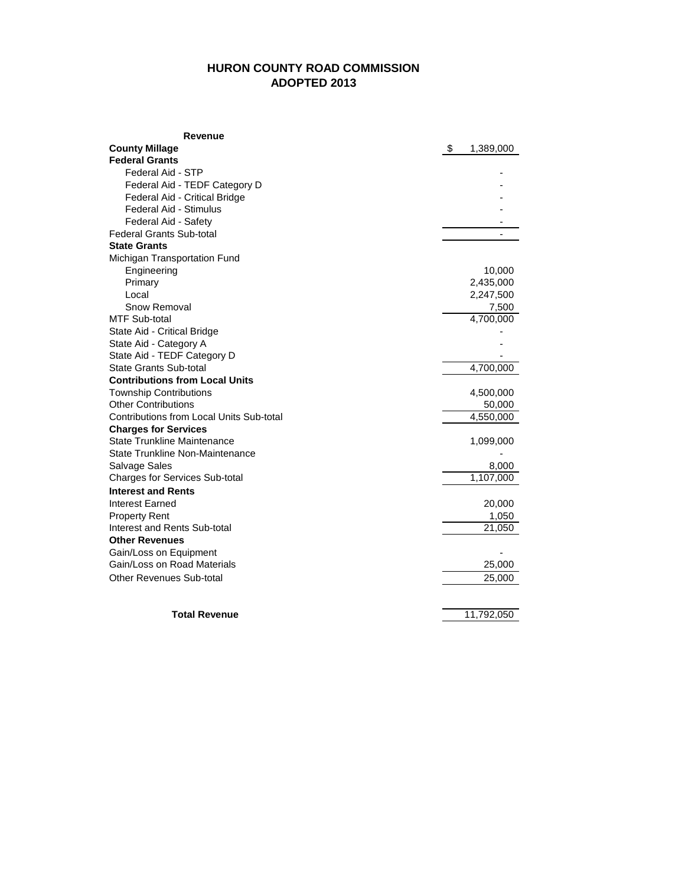# HURON COUNTY ROAD COMMISSION
## ADOPTED 2013

| Revenue | |
|---|---|
| **County Millage** | $ 1,389,000 |
| **Federal Grants** | |
| Federal Aid - STP | - |
| Federal Aid - TEDF Category D | - |
| Federal Aid - Critical Bridge | - |
| Federal Aid - Stimulus | - |
| Federal Aid - Safety | - |
| Federal Grants Sub-total | - |
| **State Grants** | |
| Michigan Transportation Fund | |
| Engineering | 10,000 |
| Primary | 2,435,000 |
| Local | 2,247,500 |
| Snow Removal | 7,500 |
| MTF Sub-total | 4,700,000 |
| State Aid - Critical Bridge | - |
| State Aid - Category A | - |
| State Aid - TEDF Category D | - |
| State Grants Sub-total | 4,700,000 |
| **Contributions from Local Units** | |
| Township Contributions | 4,500,000 |
| Other Contributions | 50,000 |
| Contributions from Local Units Sub-total | 4,550,000 |
| **Charges for Services** | |
| State Trunkline Maintenance | 1,099,000 |
| State Trunkline Non-Maintenance | - |
| Salvage Sales | 8,000 |
| Charges for Services Sub-total | 1,107,000 |
| **Interest and Rents** | |
| Interest Earned | 20,000 |
| Property Rent | 1,050 |
| Interest and Rents Sub-total | 21,050 |
| **Other Revenues** | |
| Gain/Loss on Equipment | - |
| Gain/Loss on Road Materials | 25,000 |
| Other Revenues Sub-total | 25,000 |
| **Total Revenue** | 11,792,050 |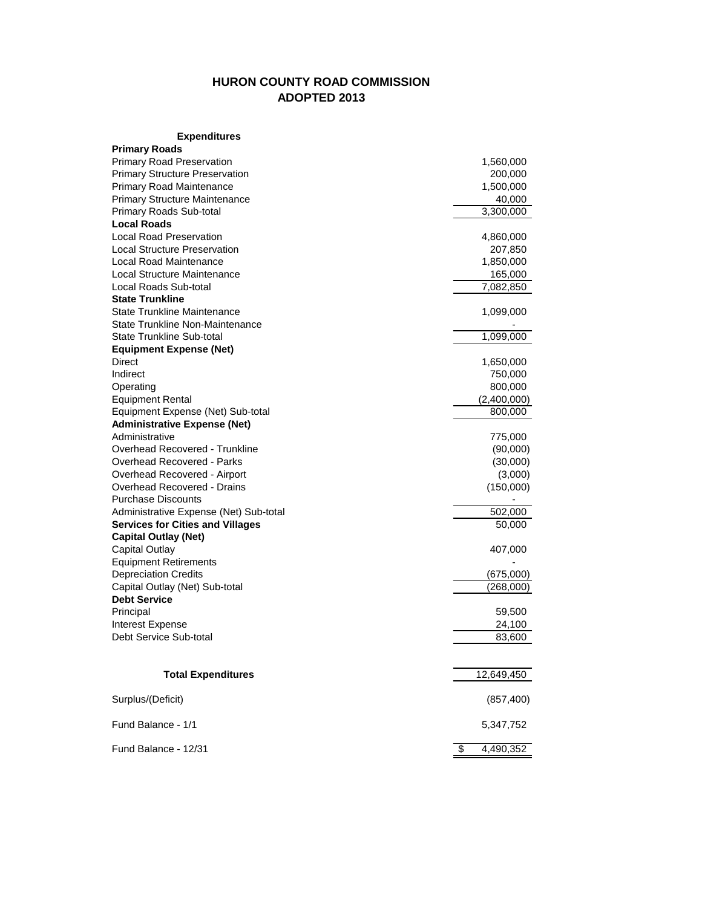# HURON COUNTY ROAD COMMISSION
## ADOPTED 2013

| | |
|---|---|
| **Expenditures** | |
| **Primary Roads** | |
| Primary Road Preservation | 1,560,000 |
| Primary Structure Preservation | 200,000 |
| Primary Road Maintenance | 1,500,000 |
| Primary Structure Maintenance | 40,000 |
| Primary Roads Sub-total | 3,300,000 |
| **Local Roads** | |
| Local Road Preservation | 4,860,000 |
| Local Structure Preservation | 207,850 |
| Local Road Maintenance | 1,850,000 |
| Local Structure Maintenance | 165,000 |
| Local Roads Sub-total | 7,082,850 |
| **State Trunkline** | |
| State Trunkline Maintenance | 1,099,000 |
| State Trunkline Non-Maintenance | - |
| State Trunkline Sub-total | 1,099,000 |
| **Equipment Expense (Net)** | |
| Direct | 1,650,000 |
| Indirect | 750,000 |
| Operating | 800,000 |
| Equipment Rental | (2,400,000) |
| Equipment Expense (Net) Sub-total | 800,000 |
| **Administrative Expense (Net)** | |
| Administrative | 775,000 |
| Overhead Recovered - Trunkline | (90,000) |
| Overhead Recovered - Parks | (30,000) |
| Overhead Recovered - Airport | (3,000) |
| Overhead Recovered - Drains | (150,000) |
| Purchase Discounts | - |
| Administrative Expense (Net) Sub-total | 502,000 |
| **Services for Cities and Villages** | 50,000 |
| **Capital Outlay (Net)** | |
| Capital Outlay | 407,000 |
| Equipment Retirements | - |
| Depreciation Credits | (675,000) |
| Capital Outlay (Net) Sub-total | (268,000) |
| **Debt Service** | |
| Principal | 59,500 |
| Interest Expense | 24,100 |
| Debt Service Sub-total | 83,600 |
| **Total Expenditures** | 12,649,450 |
| Surplus/(Deficit) | (857,400) |
| Fund Balance - 1/1 | 5,347,752 |
| Fund Balance - 12/31 | $ 4,490,352 |